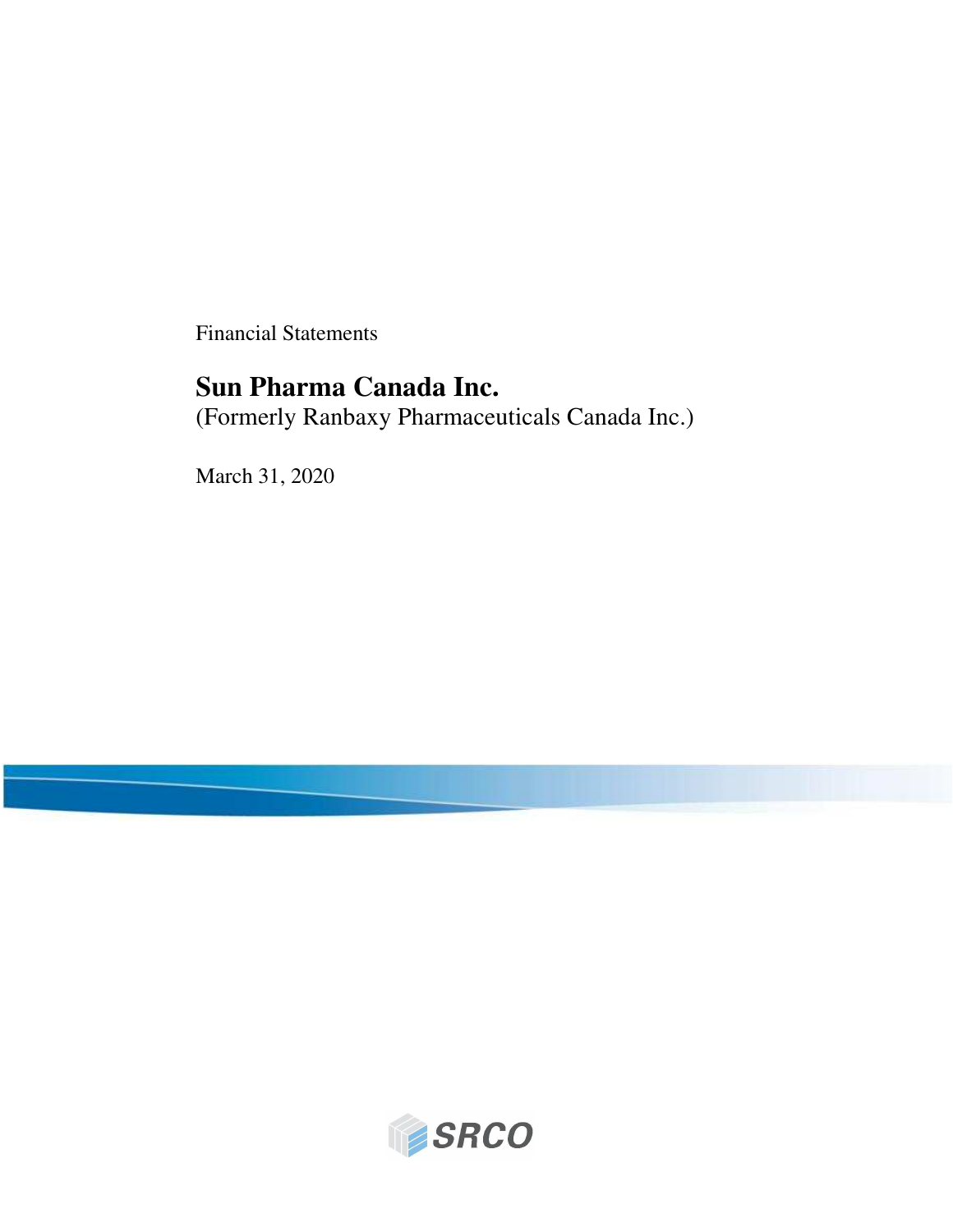Financial Statements

# Sun Pharma Canada Inc.

(Formerly Ranbaxy Pharmaceuticals Canada Inc.)

March 31, 2020

SRCO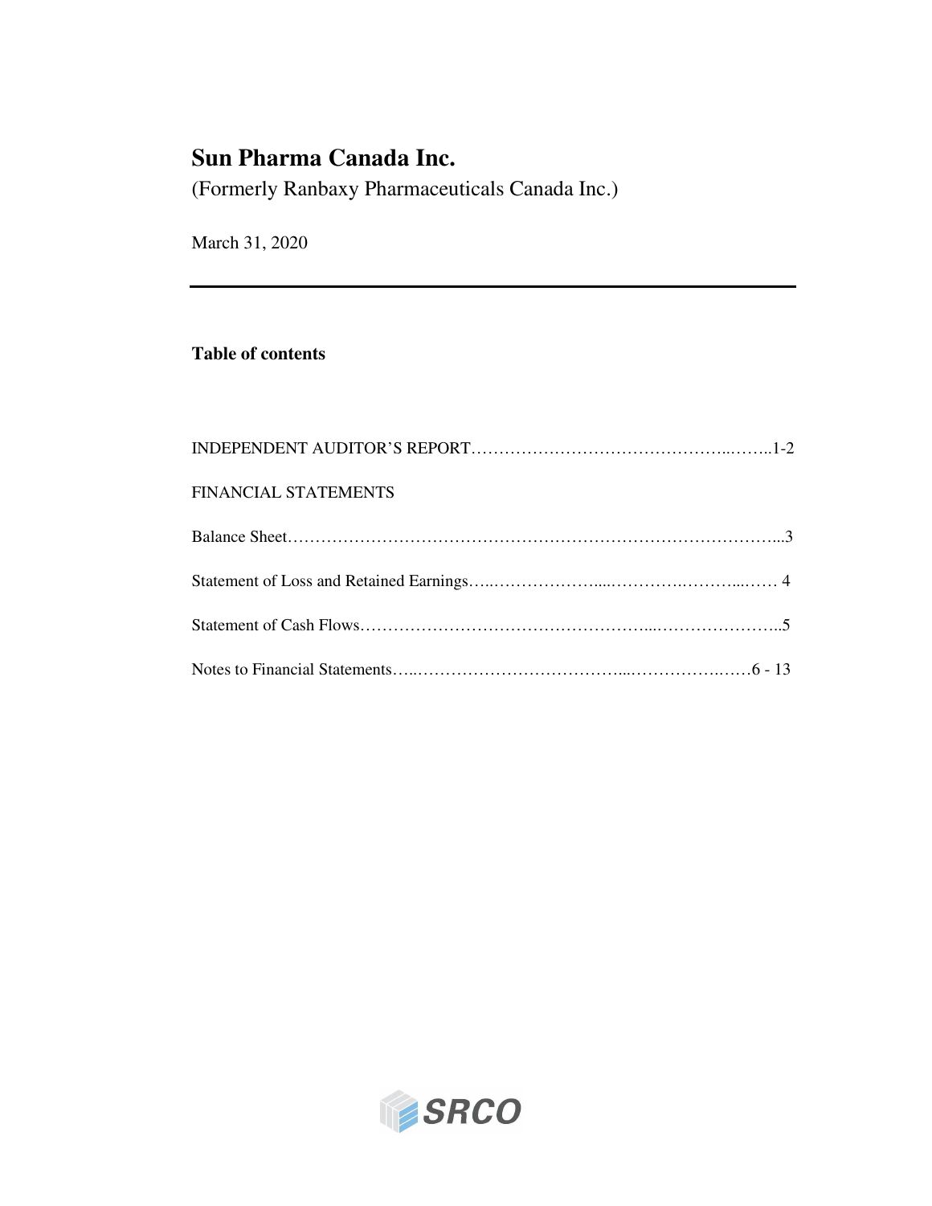# Sun Pharma Canada Inc.

(Formerly Ranbaxy Pharmaceuticals Canada Inc.)

March 31, 2020

---

### Table of contents

INDEPENDENT AUDITOR'S REPORT……………………………………………………..1-2

FINANCIAL STATEMENTS

Balance Sheet………………………………………………………………………………...3

Statement of Loss and Retained Earnings…………………………………………………… 4

Statement of Cash Flows……………………………………………………………………..5

Notes to Financial Statements……………………………………………………………6 - 13

SRCO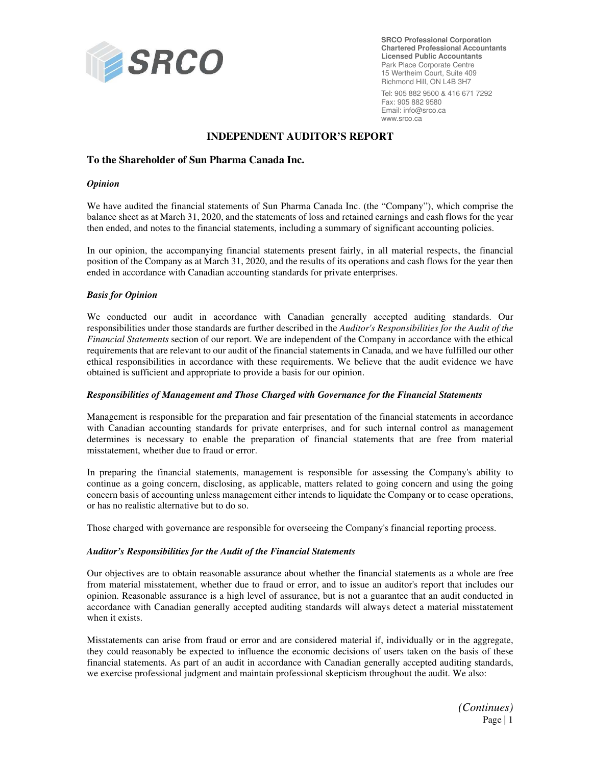SRCO Professional Corporation
Chartered Professional Accountants
Licensed Public Accountants
Park Place Corporate Centre
15 Wertheim Court, Suite 409
Richmond Hill, ON L4B 3H7

Tel: 905 882 9500 & 416 671 7292
Fax: 905 882 9580
Email: info@srco.ca
www.srco.ca

# INDEPENDENT AUDITOR'S REPORT

## To the Shareholder of Sun Pharma Canada Inc.

***Opinion***

We have audited the financial statements of Sun Pharma Canada Inc. (the "Company"), which comprise the balance sheet as at March 31, 2020, and the statements of loss and retained earnings and cash flows for the year then ended, and notes to the financial statements, including a summary of significant accounting policies.

In our opinion, the accompanying financial statements present fairly, in all material respects, the financial position of the Company as at March 31, 2020, and the results of its operations and cash flows for the year then ended in accordance with Canadian accounting standards for private enterprises.

***Basis for Opinion***

We conducted our audit in accordance with Canadian generally accepted auditing standards. Our responsibilities under those standards are further described in the *Auditor's Responsibilities for the Audit of the Financial Statements* section of our report. We are independent of the Company in accordance with the ethical requirements that are relevant to our audit of the financial statements in Canada, and we have fulfilled our other ethical responsibilities in accordance with these requirements. We believe that the audit evidence we have obtained is sufficient and appropriate to provide a basis for our opinion.

***Responsibilities of Management and Those Charged with Governance for the Financial Statements***

Management is responsible for the preparation and fair presentation of the financial statements in accordance with Canadian accounting standards for private enterprises, and for such internal control as management determines is necessary to enable the preparation of financial statements that are free from material misstatement, whether due to fraud or error.

In preparing the financial statements, management is responsible for assessing the Company's ability to continue as a going concern, disclosing, as applicable, matters related to going concern and using the going concern basis of accounting unless management either intends to liquidate the Company or to cease operations, or has no realistic alternative but to do so.

Those charged with governance are responsible for overseeing the Company's financial reporting process.

***Auditor's Responsibilities for the Audit of the Financial Statements***

Our objectives are to obtain reasonable assurance about whether the financial statements as a whole are free from material misstatement, whether due to fraud or error, and to issue an auditor's report that includes our opinion. Reasonable assurance is a high level of assurance, but is not a guarantee that an audit conducted in accordance with Canadian generally accepted auditing standards will always detect a material misstatement when it exists.

Misstatements can arise from fraud or error and are considered material if, individually or in the aggregate, they could reasonably be expected to influence the economic decisions of users taken on the basis of these financial statements. As part of an audit in accordance with Canadian generally accepted auditing standards, we exercise professional judgment and maintain professional skepticism throughout the audit. We also:

*(Continues)*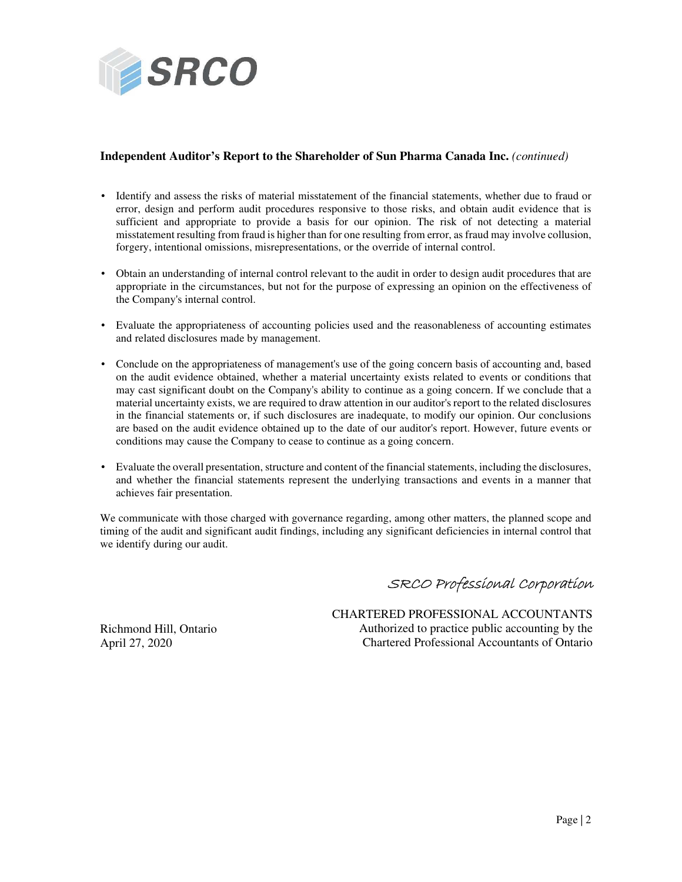**Independent Auditor's Report to the Shareholder of Sun Pharma Canada Inc.** *(continued)*

- Identify and assess the risks of material misstatement of the financial statements, whether due to fraud or error, design and perform audit procedures responsive to those risks, and obtain audit evidence that is sufficient and appropriate to provide a basis for our opinion. The risk of not detecting a material misstatement resulting from fraud is higher than for one resulting from error, as fraud may involve collusion, forgery, intentional omissions, misrepresentations, or the override of internal control.

- Obtain an understanding of internal control relevant to the audit in order to design audit procedures that are appropriate in the circumstances, but not for the purpose of expressing an opinion on the effectiveness of the Company's internal control.

- Evaluate the appropriateness of accounting policies used and the reasonableness of accounting estimates and related disclosures made by management.

- Conclude on the appropriateness of management's use of the going concern basis of accounting and, based on the audit evidence obtained, whether a material uncertainty exists related to events or conditions that may cast significant doubt on the Company's ability to continue as a going concern. If we conclude that a material uncertainty exists, we are required to draw attention in our auditor's report to the related disclosures in the financial statements or, if such disclosures are inadequate, to modify our opinion. Our conclusions are based on the audit evidence obtained up to the date of our auditor's report. However, future events or conditions may cause the Company to cease to continue as a going concern.

- Evaluate the overall presentation, structure and content of the financial statements, including the disclosures, and whether the financial statements represent the underlying transactions and events in a manner that achieves fair presentation.

We communicate with those charged with governance regarding, among other matters, the planned scope and timing of the audit and significant audit findings, including any significant deficiencies in internal control that we identify during our audit.

*SRCO Professional Corporation*

CHARTERED PROFESSIONAL ACCOUNTANTS
Authorized to practice public accounting by the
Chartered Professional Accountants of Ontario

Richmond Hill, Ontario
April 27, 2020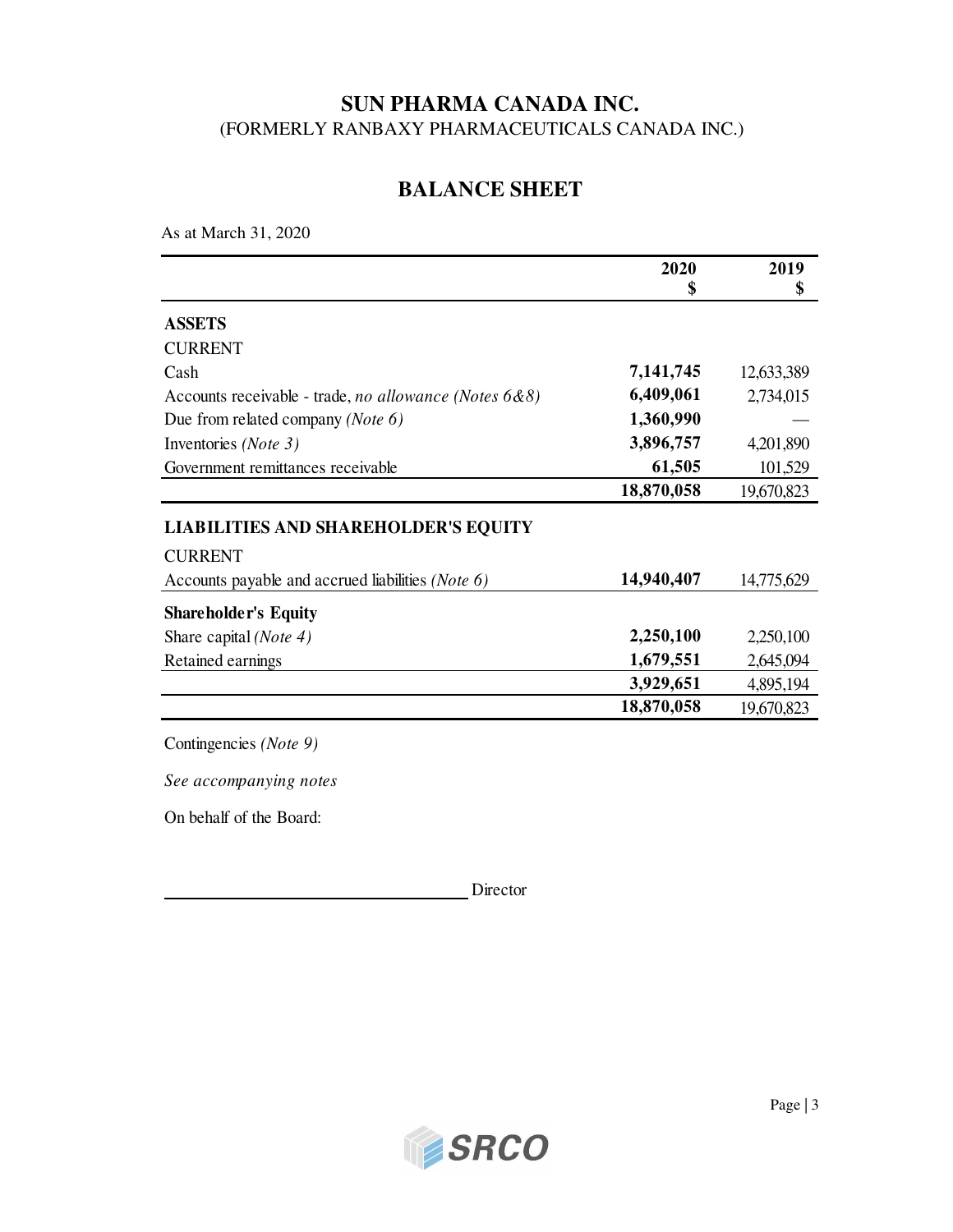# SUN PHARMA CANADA INC.

(FORMERLY RANBAXY PHARMACEUTICALS CANADA INC.)

## BALANCE SHEET

As at March 31, 2020

| | 2020<br>$ | 2019<br>$ |
|---|---|---|
| **ASSETS** | | |
| CURRENT | | |
| Cash | **7,141,745** | 12,633,389 |
| Accounts receivable - trade, *no allowance (Notes 6&8)* | **6,409,061** | 2,734,015 |
| Due from related company *(Note 6)* | **1,360,990** | — |
| Inventories *(Note 3)* | **3,896,757** | 4,201,890 |
| Government remittances receivable | **61,505** | 101,529 |
| | **18,870,058** | 19,670,823 |
| **LIABILITIES AND SHAREHOLDER'S EQUITY** | | |
| CURRENT | | |
| Accounts payable and accrued liabilities *(Note 6)* | **14,940,407** | 14,775,629 |
| **Shareholder's Equity** | | |
| Share capital *(Note 4)* | **2,250,100** | 2,250,100 |
| Retained earnings | **1,679,551** | 2,645,094 |
| | **3,929,651** | 4,895,194 |
| | **18,870,058** | 19,670,823 |

Contingencies *(Note 9)*

*See accompanying notes*

On behalf of the Board:

______________________________ Director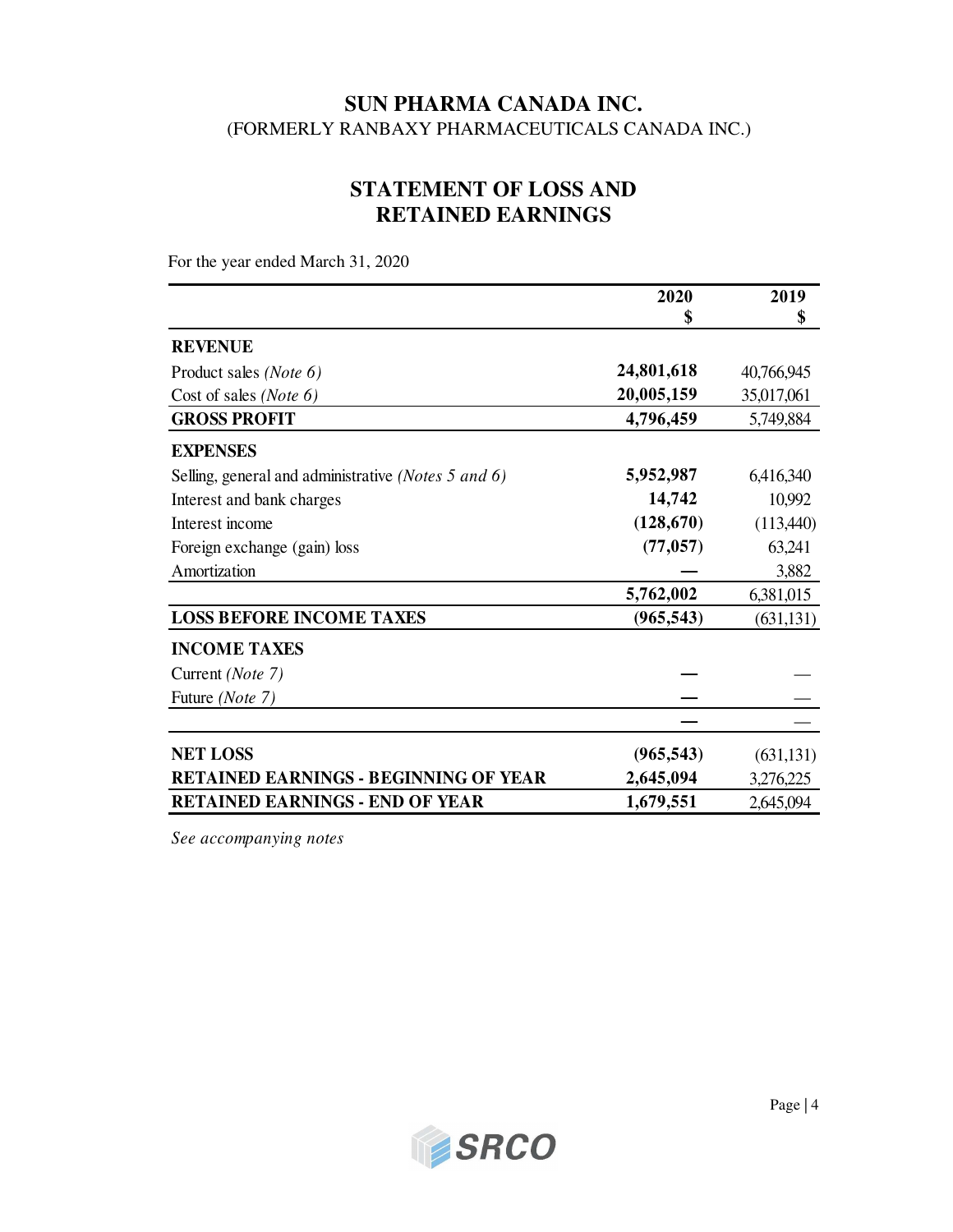## SUN PHARMA CANADA INC.
(FORMERLY RANBAXY PHARMACEUTICALS CANADA INC.)

## STATEMENT OF LOSS AND RETAINED EARNINGS

For the year ended March 31, 2020

| | 2020 $ | 2019 $ |
|---|---|---|
| **REVENUE** | | |
| Product sales *(Note 6)* | **24,801,618** | 40,766,945 |
| Cost of sales *(Note 6)* | **20,005,159** | 35,017,061 |
| **GROSS PROFIT** | **4,796,459** | 5,749,884 |
| **EXPENSES** | | |
| Selling, general and administrative *(Notes 5 and 6)* | **5,952,987** | 6,416,340 |
| Interest and bank charges | **14,742** | 10,992 |
| Interest income | **(128,670)** | (113,440) |
| Foreign exchange (gain) loss | **(77,057)** | 63,241 |
| Amortization | **—** | 3,882 |
| | **5,762,002** | 6,381,015 |
| **LOSS BEFORE INCOME TAXES** | **(965,543)** | (631,131) |
| **INCOME TAXES** | | |
| Current *(Note 7)* | **—** | — |
| Future *(Note 7)* | **—** | — |
| | **—** | — |
| **NET LOSS** | **(965,543)** | (631,131) |
| **RETAINED EARNINGS - BEGINNING OF YEAR** | **2,645,094** | 3,276,225 |
| **RETAINED EARNINGS - END OF YEAR** | **1,679,551** | 2,645,094 |

*See accompanying notes*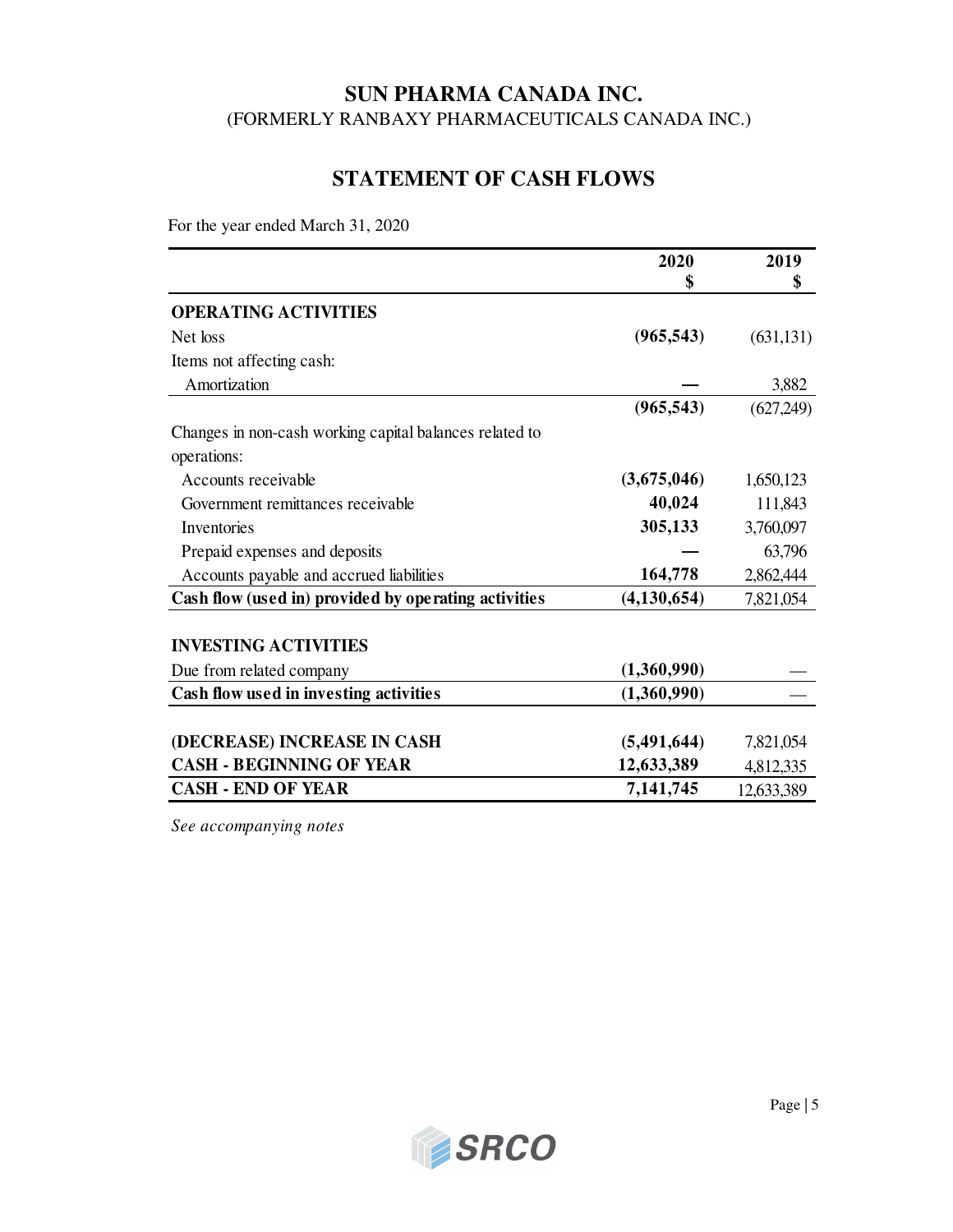# SUN PHARMA CANADA INC.

(FORMERLY RANBAXY PHARMACEUTICALS CANADA INC.)

## STATEMENT OF CASH FLOWS

For the year ended March 31, 2020

| | 2020<br>$ | 2019<br>$ |
|---|---|---|
| **OPERATING ACTIVITIES** | | |
| Net loss | **(965,543)** | (631,131) |
| Items not affecting cash: | | |
| Amortization | **—** | 3,882 |
| | **(965,543)** | (627,249) |
| Changes in non-cash working capital balances related to operations: | | |
| Accounts receivable | **(3,675,046)** | 1,650,123 |
| Government remittances receivable | **40,024** | 111,843 |
| Inventories | **305,133** | 3,760,097 |
| Prepaid expenses and deposits | **—** | 63,796 |
| Accounts payable and accrued liabilities | **164,778** | 2,862,444 |
| **Cash flow (used in) provided by operating activities** | **(4,130,654)** | 7,821,054 |
| | | |
| **INVESTING ACTIVITIES** | | |
| Due from related company | **(1,360,990)** | — |
| **Cash flow used in investing activities** | **(1,360,990)** | — |
| | | |
| **(DECREASE) INCREASE IN CASH** | **(5,491,644)** | 7,821,054 |
| **CASH - BEGINNING OF YEAR** | **12,633,389** | 4,812,335 |
| **CASH - END OF YEAR** | **7,141,745** | 12,633,389 |

*See accompanying notes*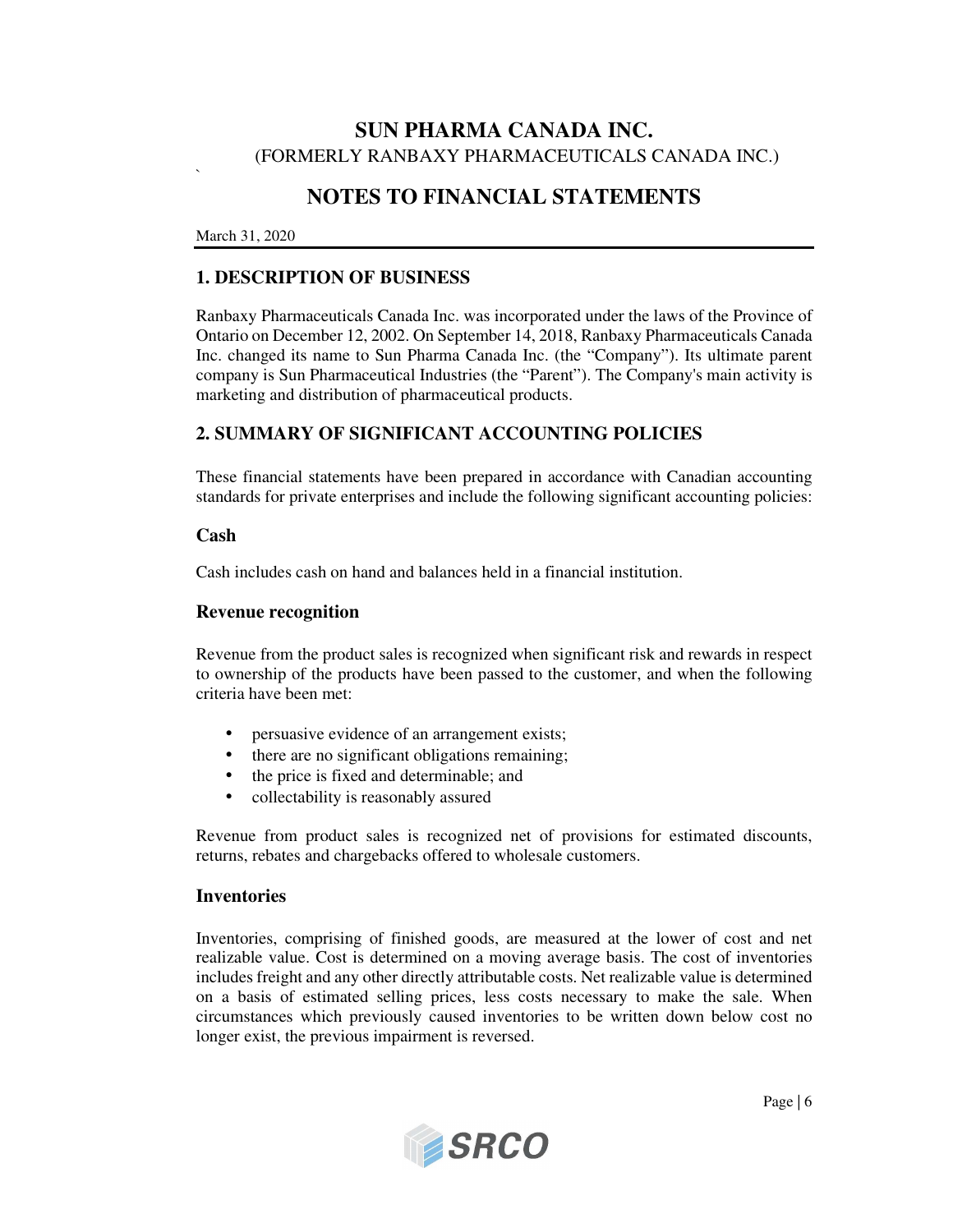# SUN PHARMA CANADA INC.

(FORMERLY RANBAXY PHARMACEUTICALS CANADA INC.)

# NOTES TO FINANCIAL STATEMENTS

March 31, 2020

## 1. DESCRIPTION OF BUSINESS

Ranbaxy Pharmaceuticals Canada Inc. was incorporated under the laws of the Province of Ontario on December 12, 2002. On September 14, 2018, Ranbaxy Pharmaceuticals Canada Inc. changed its name to Sun Pharma Canada Inc. (the "Company"). Its ultimate parent company is Sun Pharmaceutical Industries (the "Parent"). The Company's main activity is marketing and distribution of pharmaceutical products.

## 2. SUMMARY OF SIGNIFICANT ACCOUNTING POLICIES

These financial statements have been prepared in accordance with Canadian accounting standards for private enterprises and include the following significant accounting policies:

### Cash

Cash includes cash on hand and balances held in a financial institution.

### Revenue recognition

Revenue from the product sales is recognized when significant risk and rewards in respect to ownership of the products have been passed to the customer, and when the following criteria have been met:

- persuasive evidence of an arrangement exists;
- there are no significant obligations remaining;
- the price is fixed and determinable; and
- collectability is reasonably assured

Revenue from product sales is recognized net of provisions for estimated discounts, returns, rebates and chargebacks offered to wholesale customers.

### Inventories

Inventories, comprising of finished goods, are measured at the lower of cost and net realizable value. Cost is determined on a moving average basis. The cost of inventories includes freight and any other directly attributable costs. Net realizable value is determined on a basis of estimated selling prices, less costs necessary to make the sale. When circumstances which previously caused inventories to be written down below cost no longer exist, the previous impairment is reversed.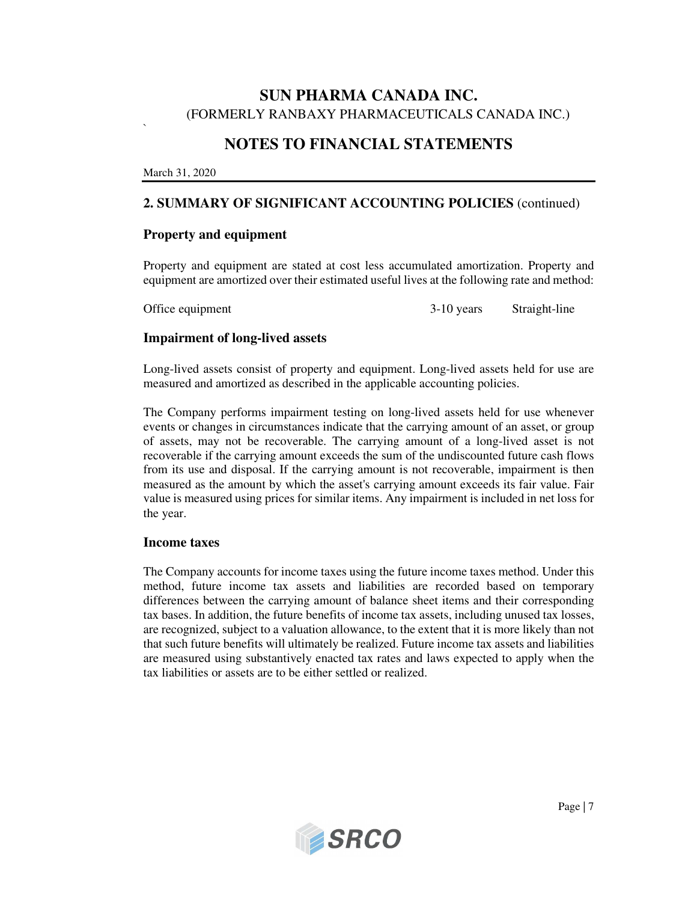## 2. SUMMARY OF SIGNIFICANT ACCOUNTING POLICIES (continued)

### Property and equipment

Property and equipment are stated at cost less accumulated amortization. Property and equipment are amortized over their estimated useful lives at the following rate and method:

| | | |
|---|---|---|
| Office equipment | 3-10 years | Straight-line |

### Impairment of long-lived assets

Long-lived assets consist of property and equipment. Long-lived assets held for use are measured and amortized as described in the applicable accounting policies.

The Company performs impairment testing on long-lived assets held for use whenever events or changes in circumstances indicate that the carrying amount of an asset, or group of assets, may not be recoverable. The carrying amount of a long-lived asset is not recoverable if the carrying amount exceeds the sum of the undiscounted future cash flows from its use and disposal. If the carrying amount is not recoverable, impairment is then measured as the amount by which the asset's carrying amount exceeds its fair value. Fair value is measured using prices for similar items. Any impairment is included in net loss for the year.

### Income taxes

The Company accounts for income taxes using the future income taxes method. Under this method, future income tax assets and liabilities are recorded based on temporary differences between the carrying amount of balance sheet items and their corresponding tax bases. In addition, the future benefits of income tax assets, including unused tax losses, are recognized, subject to a valuation allowance, to the extent that it is more likely than not that such future benefits will ultimately be realized. Future income tax assets and liabilities are measured using substantively enacted tax rates and laws expected to apply when the tax liabilities or assets are to be either settled or realized.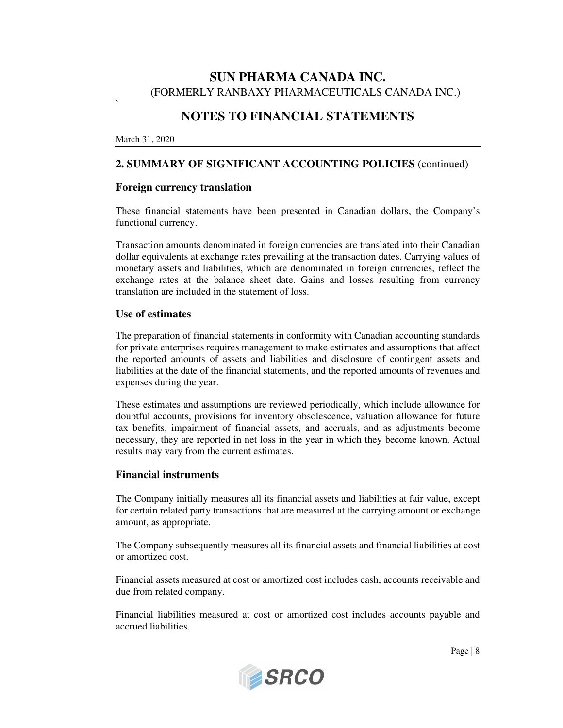# SUN PHARMA CANADA INC.

(FORMERLY RANBAXY PHARMACEUTICALS CANADA INC.)

## NOTES TO FINANCIAL STATEMENTS

March 31, 2020

### 2. SUMMARY OF SIGNIFICANT ACCOUNTING POLICIES (continued)

#### Foreign currency translation

These financial statements have been presented in Canadian dollars, the Company's functional currency.

Transaction amounts denominated in foreign currencies are translated into their Canadian dollar equivalents at exchange rates prevailing at the transaction dates. Carrying values of monetary assets and liabilities, which are denominated in foreign currencies, reflect the exchange rates at the balance sheet date. Gains and losses resulting from currency translation are included in the statement of loss.

#### Use of estimates

The preparation of financial statements in conformity with Canadian accounting standards for private enterprises requires management to make estimates and assumptions that affect the reported amounts of assets and liabilities and disclosure of contingent assets and liabilities at the date of the financial statements, and the reported amounts of revenues and expenses during the year.

These estimates and assumptions are reviewed periodically, which include allowance for doubtful accounts, provisions for inventory obsolescence, valuation allowance for future tax benefits, impairment of financial assets, and accruals, and as adjustments become necessary, they are reported in net loss in the year in which they become known. Actual results may vary from the current estimates.

#### Financial instruments

The Company initially measures all its financial assets and liabilities at fair value, except for certain related party transactions that are measured at the carrying amount or exchange amount, as appropriate.

The Company subsequently measures all its financial assets and financial liabilities at cost or amortized cost.

Financial assets measured at cost or amortized cost includes cash, accounts receivable and due from related company.

Financial liabilities measured at cost or amortized cost includes accounts payable and accrued liabilities.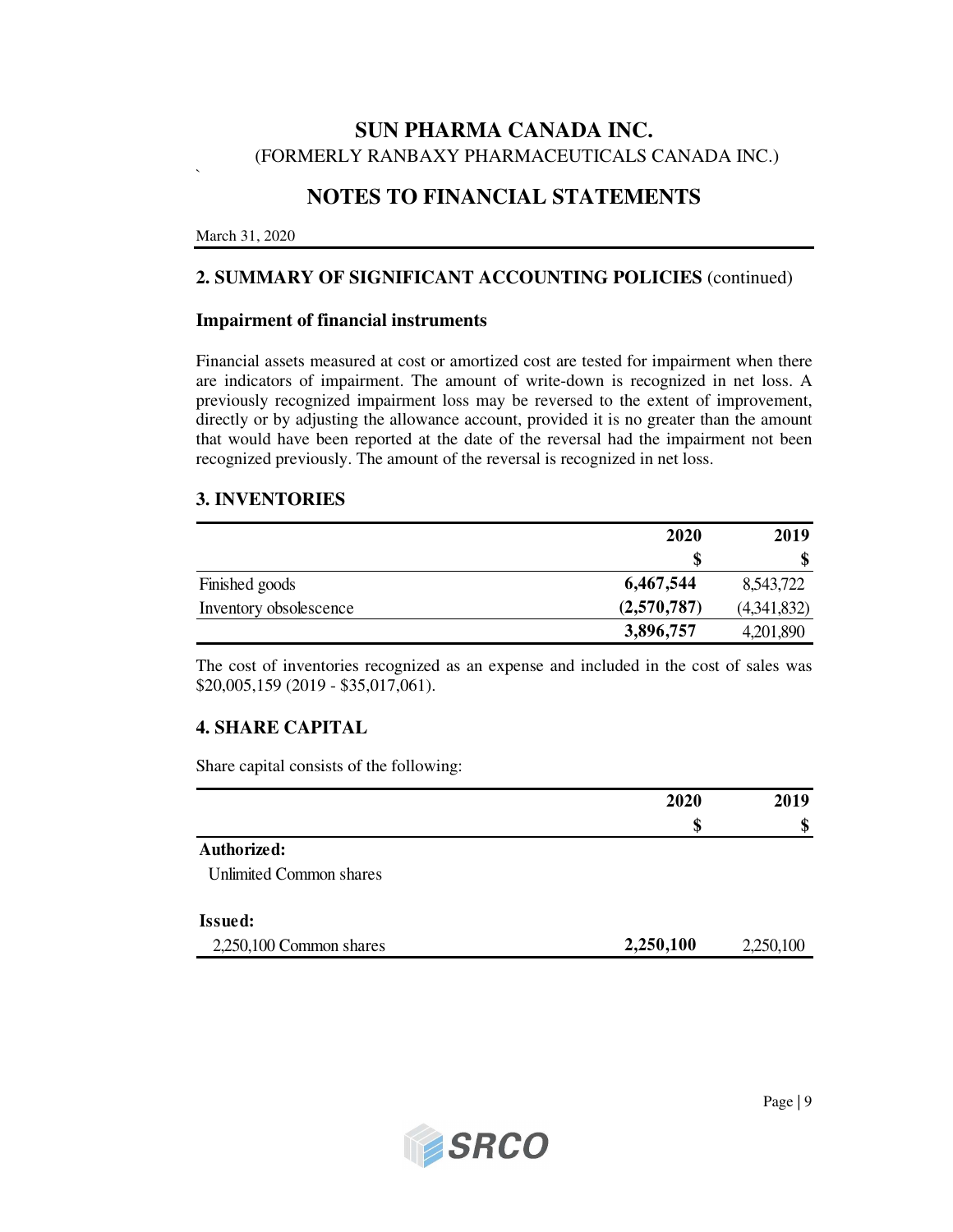# SUN PHARMA CANADA INC.

(FORMERLY RANBAXY PHARMACEUTICALS CANADA INC.)

## NOTES TO FINANCIAL STATEMENTS

March 31, 2020

### 2. SUMMARY OF SIGNIFICANT ACCOUNTING POLICIES (continued)

**Impairment of financial instruments**

Financial assets measured at cost or amortized cost are tested for impairment when there are indicators of impairment. The amount of write-down is recognized in net loss. A previously recognized impairment loss may be reversed to the extent of improvement, directly or by adjusting the allowance account, provided it is no greater than the amount that would have been reported at the date of the reversal had the impairment not been recognized previously. The amount of the reversal is recognized in net loss.

### 3. INVENTORIES

| | 2020 | 2019 |
|---|---|---|
| | $ | $ |
| Finished goods | **6,467,544** | 8,543,722 |
| Inventory obsolescence | **(2,570,787)** | (4,341,832) |
| | **3,896,757** | 4,201,890 |

The cost of inventories recognized as an expense and included in the cost of sales was $20,005,159 (2019 - $35,017,061).

### 4. SHARE CAPITAL

Share capital consists of the following:

| | 2020 | 2019 |
|---|---|---|
| | $ | $ |
| **Authorized:** | | |
| Unlimited Common shares | | |
| **Issued:** | | |
| 2,250,100 Common shares | **2,250,100** | 2,250,100 |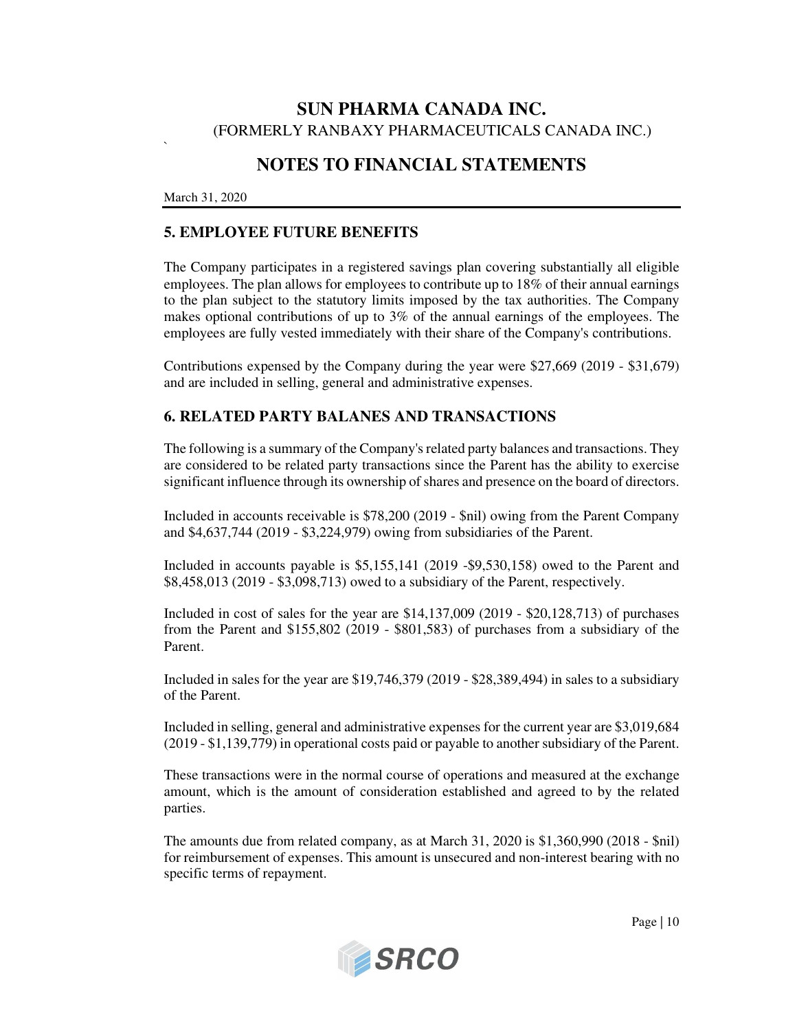# SUN PHARMA CANADA INC.

(FORMERLY RANBAXY PHARMACEUTICALS CANADA INC.)

# NOTES TO FINANCIAL STATEMENTS

March 31, 2020

## 5. EMPLOYEE FUTURE BENEFITS

The Company participates in a registered savings plan covering substantially all eligible employees. The plan allows for employees to contribute up to 18% of their annual earnings to the plan subject to the statutory limits imposed by the tax authorities. The Company makes optional contributions of up to 3% of the annual earnings of the employees. The employees are fully vested immediately with their share of the Company's contributions.

Contributions expensed by the Company during the year were $27,669 (2019 - $31,679) and are included in selling, general and administrative expenses.

## 6. RELATED PARTY BALANES AND TRANSACTIONS

The following is a summary of the Company's related party balances and transactions. They are considered to be related party transactions since the Parent has the ability to exercise significant influence through its ownership of shares and presence on the board of directors.

Included in accounts receivable is $78,200 (2019 - $nil) owing from the Parent Company and $4,637,744 (2019 - $3,224,979) owing from subsidiaries of the Parent.

Included in accounts payable is $5,155,141 (2019 -$9,530,158) owed to the Parent and $8,458,013 (2019 - $3,098,713) owed to a subsidiary of the Parent, respectively.

Included in cost of sales for the year are $14,137,009 (2019 - $20,128,713) of purchases from the Parent and $155,802 (2019 - $801,583) of purchases from a subsidiary of the Parent.

Included in sales for the year are $19,746,379 (2019 - $28,389,494) in sales to a subsidiary of the Parent.

Included in selling, general and administrative expenses for the current year are $3,019,684 (2019 - $1,139,779) in operational costs paid or payable to another subsidiary of the Parent.

These transactions were in the normal course of operations and measured at the exchange amount, which is the amount of consideration established and agreed to by the related parties.

The amounts due from related company, as at March 31, 2020 is $1,360,990 (2018 - $nil) for reimbursement of expenses. This amount is unsecured and non-interest bearing with no specific terms of repayment.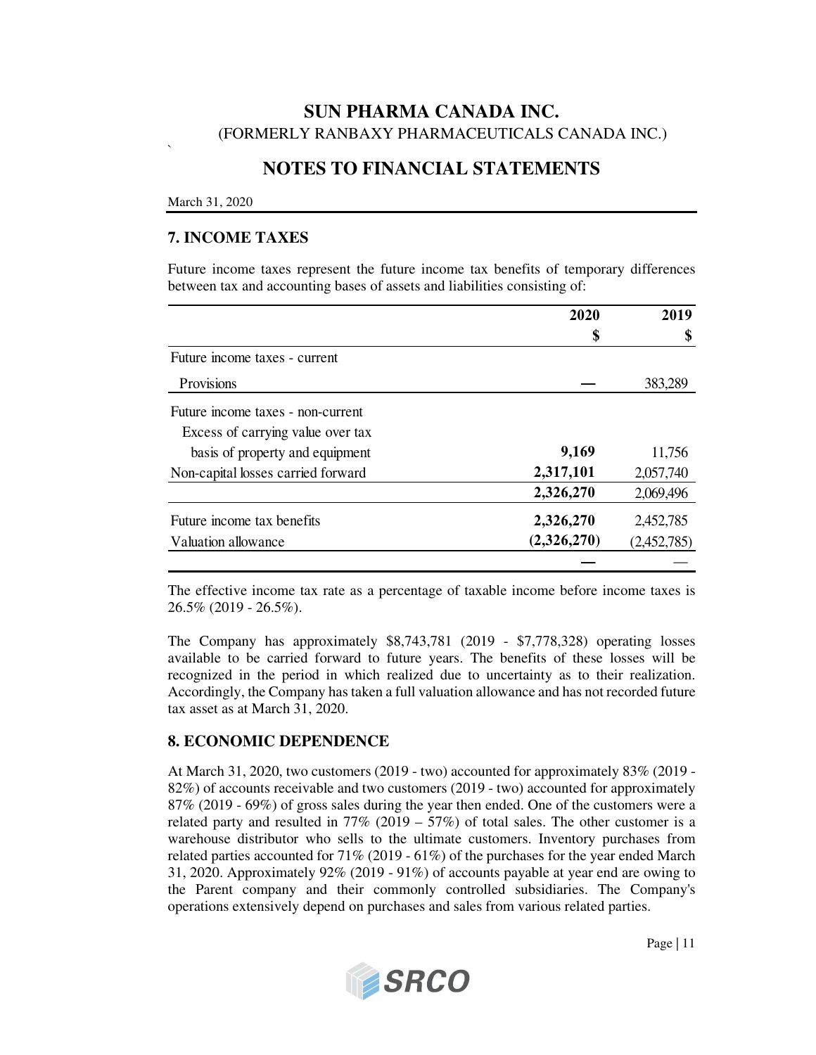# SUN PHARMA CANADA INC.

(FORMERLY RANBAXY PHARMACEUTICALS CANADA INC.)

## NOTES TO FINANCIAL STATEMENTS

March 31, 2020

### 7. INCOME TAXES

Future income taxes represent the future income tax benefits of temporary differences between tax and accounting bases of assets and liabilities consisting of:

| | 2020<br>$ | 2019<br>$ |
|---|---|---|
| Future income taxes - current | | |
| Provisions | — | 383,289 |
| Future income taxes - non-current | | |
| Excess of carrying value over tax basis of property and equipment | **9,169** | 11,756 |
| Non-capital losses carried forward | **2,317,101** | 2,057,740 |
| | **2,326,270** | 2,069,496 |
| Future income tax benefits | **2,326,270** | 2,452,785 |
| Valuation allowance | **(2,326,270)** | (2,452,785) |
| | **—** | — |

The effective income tax rate as a percentage of taxable income before income taxes is 26.5% (2019 - 26.5%).

The Company has approximately $8,743,781 (2019 - $7,778,328) operating losses available to be carried forward to future years. The benefits of these losses will be recognized in the period in which realized due to uncertainty as to their realization. Accordingly, the Company has taken a full valuation allowance and has not recorded future tax asset as at March 31, 2020.

### 8. ECONOMIC DEPENDENCE

At March 31, 2020, two customers (2019 - two) accounted for approximately 83% (2019 - 82%) of accounts receivable and two customers (2019 - two) accounted for approximately 87% (2019 - 69%) of gross sales during the year then ended. One of the customers were a related party and resulted in 77% (2019 – 57%) of total sales. The other customer is a warehouse distributor who sells to the ultimate customers. Inventory purchases from related parties accounted for 71% (2019 - 61%) of the purchases for the year ended March 31, 2020. Approximately 92% (2019 - 91%) of accounts payable at year end are owing to the Parent company and their commonly controlled subsidiaries. The Company's operations extensively depend on purchases and sales from various related parties.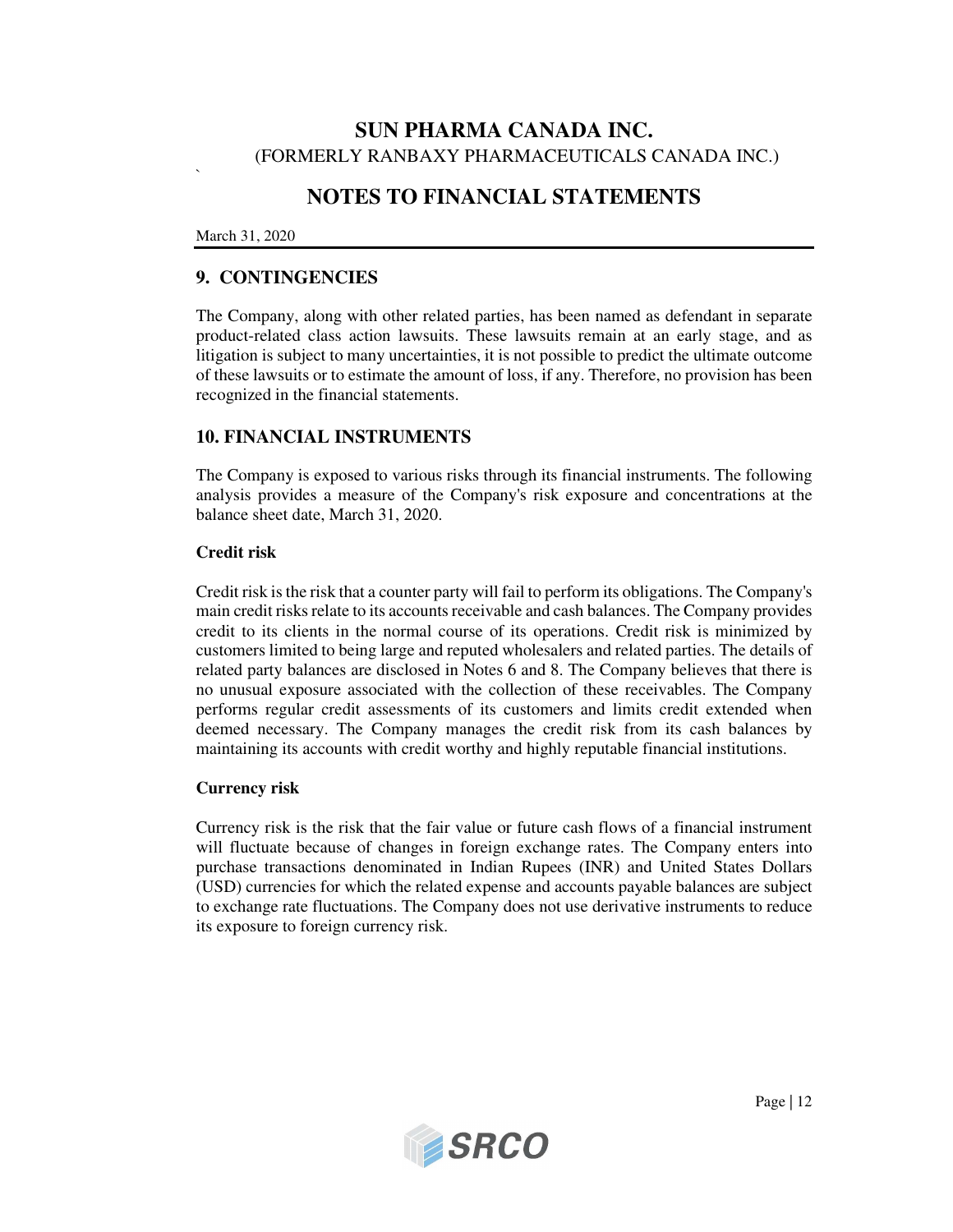# SUN PHARMA CANADA INC.

(FORMERLY RANBAXY PHARMACEUTICALS CANADA INC.)

## NOTES TO FINANCIAL STATEMENTS

March 31, 2020

### 9. CONTINGENCIES

The Company, along with other related parties, has been named as defendant in separate product-related class action lawsuits. These lawsuits remain at an early stage, and as litigation is subject to many uncertainties, it is not possible to predict the ultimate outcome of these lawsuits or to estimate the amount of loss, if any. Therefore, no provision has been recognized in the financial statements.

### 10. FINANCIAL INSTRUMENTS

The Company is exposed to various risks through its financial instruments. The following analysis provides a measure of the Company's risk exposure and concentrations at the balance sheet date, March 31, 2020.

**Credit risk**

Credit risk is the risk that a counter party will fail to perform its obligations. The Company's main credit risks relate to its accounts receivable and cash balances. The Company provides credit to its clients in the normal course of its operations. Credit risk is minimized by customers limited to being large and reputed wholesalers and related parties. The details of related party balances are disclosed in Notes 6 and 8. The Company believes that there is no unusual exposure associated with the collection of these receivables. The Company performs regular credit assessments of its customers and limits credit extended when deemed necessary. The Company manages the credit risk from its cash balances by maintaining its accounts with credit worthy and highly reputable financial institutions.

**Currency risk**

Currency risk is the risk that the fair value or future cash flows of a financial instrument will fluctuate because of changes in foreign exchange rates. The Company enters into purchase transactions denominated in Indian Rupees (INR) and United States Dollars (USD) currencies for which the related expense and accounts payable balances are subject to exchange rate fluctuations. The Company does not use derivative instruments to reduce its exposure to foreign currency risk.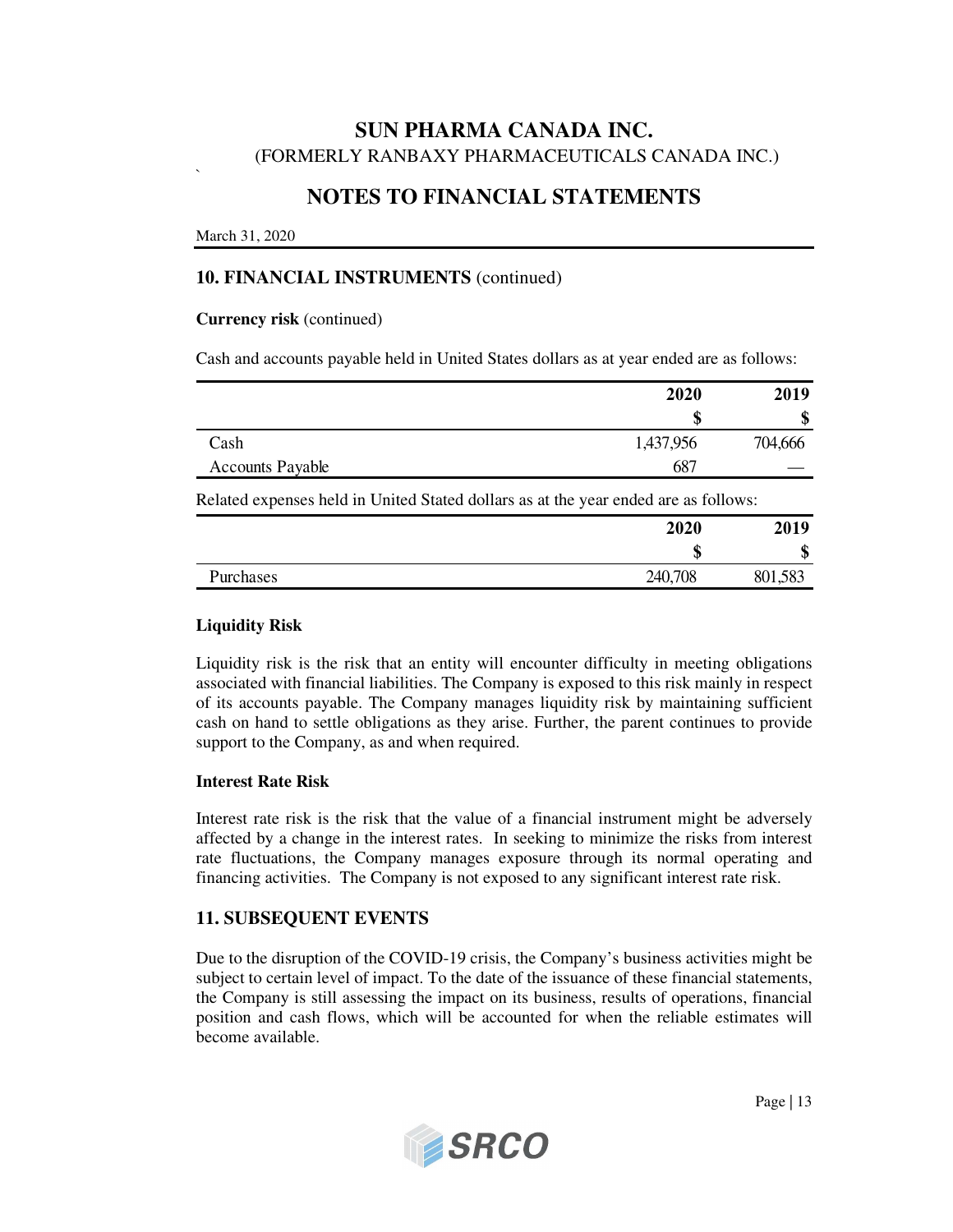# SUN PHARMA CANADA INC.

(FORMERLY RANBAXY PHARMACEUTICALS CANADA INC.)

## NOTES TO FINANCIAL STATEMENTS

March 31, 2020

### 10. FINANCIAL INSTRUMENTS (continued)

**Currency risk** (continued)

Cash and accounts payable held in United States dollars as at year ended are as follows:

| | 2020 | 2019 |
|---|---|---|
| | $ | $ |
| Cash | 1,437,956 | 704,666 |
| Accounts Payable | 687 | — |

Related expenses held in United Stated dollars as at the year ended are as follows:

| | 2020 | 2019 |
|---|---|---|
| | $ | $ |
| Purchases | 240,708 | 801,583 |

**Liquidity Risk**

Liquidity risk is the risk that an entity will encounter difficulty in meeting obligations associated with financial liabilities. The Company is exposed to this risk mainly in respect of its accounts payable. The Company manages liquidity risk by maintaining sufficient cash on hand to settle obligations as they arise. Further, the parent continues to provide support to the Company, as and when required.

**Interest Rate Risk**

Interest rate risk is the risk that the value of a financial instrument might be adversely affected by a change in the interest rates. In seeking to minimize the risks from interest rate fluctuations, the Company manages exposure through its normal operating and financing activities. The Company is not exposed to any significant interest rate risk.

### 11. SUBSEQUENT EVENTS

Due to the disruption of the COVID-19 crisis, the Company's business activities might be subject to certain level of impact. To the date of the issuance of these financial statements, the Company is still assessing the impact on its business, results of operations, financial position and cash flows, which will be accounted for when the reliable estimates will become available.